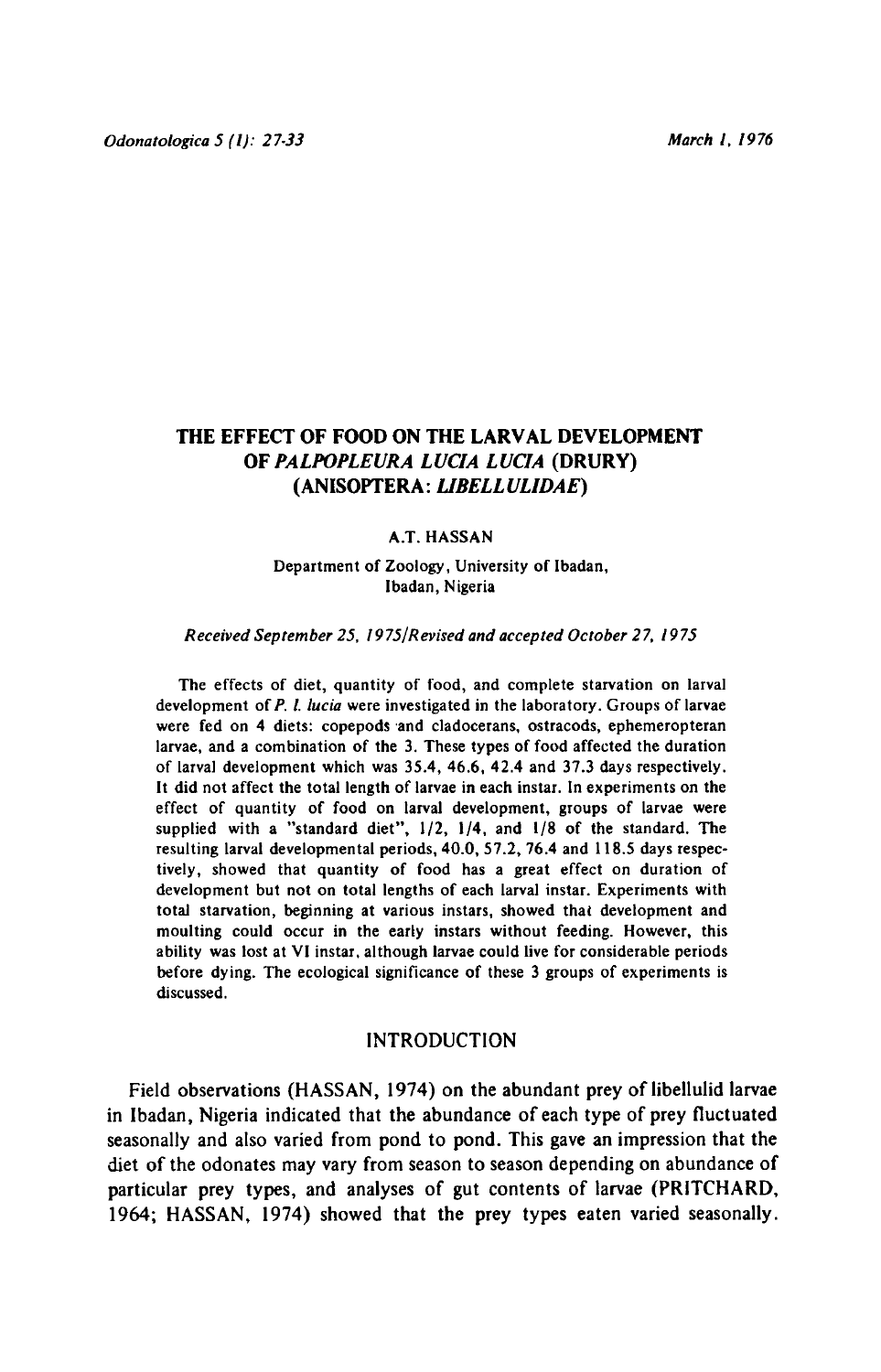# THE EFFECT OF FOOD ON THE LARVAL DEVELOPMENT OF *PALPOPLEURA LUCIA LUCIA* (DRURY) (ANISOPTERA: *LIBELLULIDAE*)

A.T. HASSAN

Department of Zoology, University of Ibadan, Ibadan, Nigeria

*Received September 25, 1975/Revised and accepted October 27, 1975*

The effects of diet, quantity of food, and complete starvation on larval development of *P. l. lucia* were investigated in the laboratory. Groups of larvae were fed on 4 diets: copepods and cladocerans, ostracods, ephemeropteran larvae, and a combination of the 3. These types of food affected the duration of larval development which was 35.4, 46.6, 42.4 and 37.3 days respectively. It did not affect the total length of larvae in each instar. In experiments on the effect of quantity of food on larval development, groups of larvae were supplied with a "standard diet", 1/2, 1/4, and 1/8 of the standard. The resulting larval developmental periods, 40.0, 57.2, 76.4 and 118.5 days respectively, showed that quantity of food has a great effect on duration of development but not on total lengths of each larval instar. Experiments with total starvation, beginning at various instars, showed that development and moulting could occur in the early instars without feeding. However, this ability was lost at VI instar, although larvae could live for considerable periods before dying. The ecological significance of these 3 groups of experiments is discussed.

## INTRODUCTION

Field observations (HASSAN, 1974) on the abundant prey of libellulid larvae in Ibadan, Nigeria indicated that the abundance of each type of prey fluctuated seasonally and also varied from pond to pond. This gave an impression that the diet of the odonates may vary from season to season depending on abundance of particular prey types, and analyses of gut contents of larvae (PRITCHARD, 1964; HASSAN, 1974) showed that the prey types eaten varied seasonally.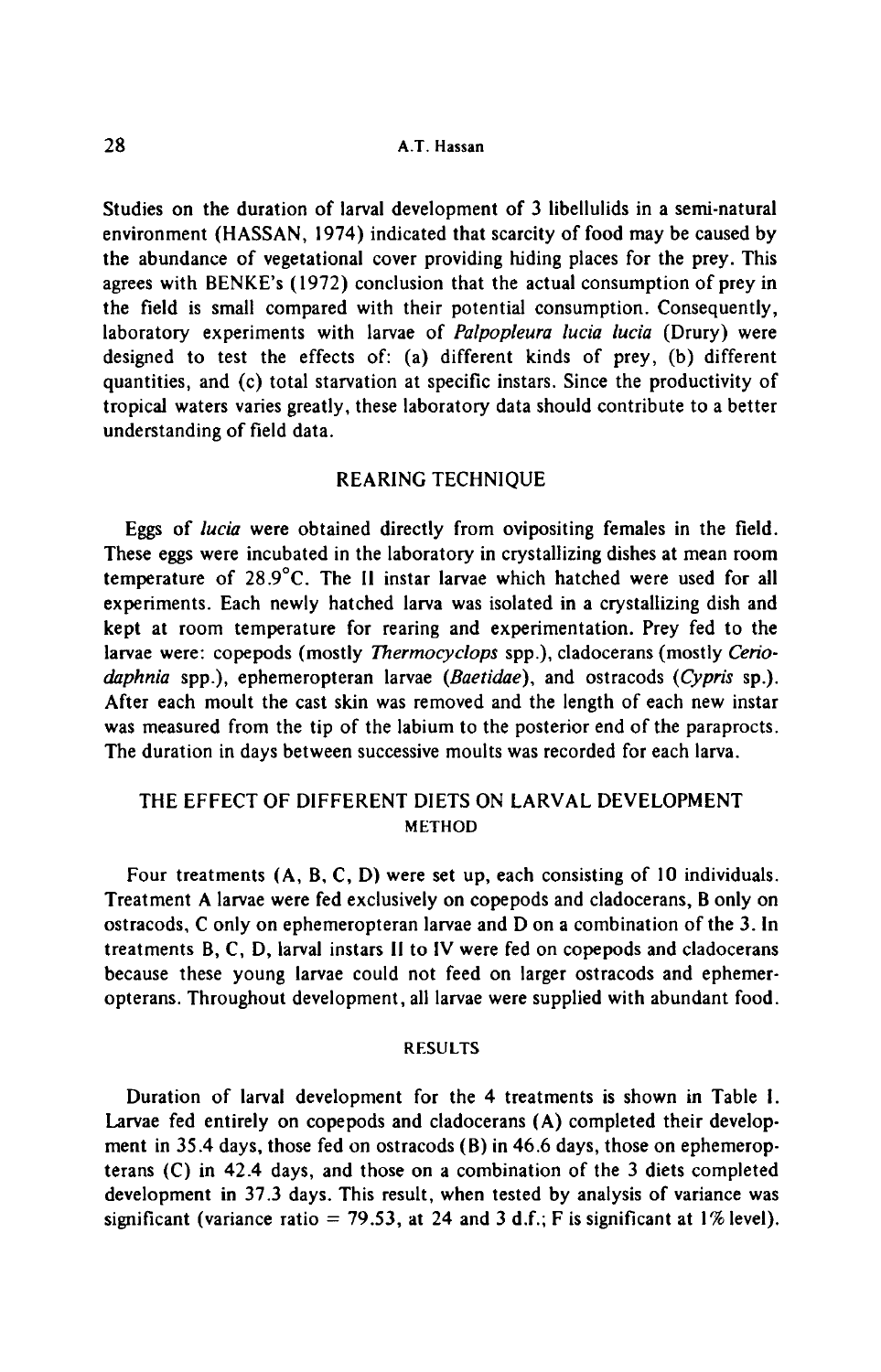Studies on the duration of larval development of 3 libellulids in a semi-natural environment (HASSAN, 1974) indicated that scarcity of food may be caused by the abundance of vegetational cover providing hiding places for the prey. This agrees with BENKE's (1972) conclusion that the actual consumption of prey in the field is small compared with their potential consumption. Consequently, laboratory experiments with larvae of *Palpopleura lucia lucia* (Drury) were designed to test the effects of: (a) different kinds of prey, (b) different quantities, and (c) total starvation at specific instars. Since the productivity of tropical waters varies greatly, these laboratory data should contribute to a better understanding of field data.

## REARING TECHNIQUE

Eggs of *lucia* were obtained directly from ovipositing females in the field. These eggs were incubated in the laboratory in crystallizing dishes at mean room temperature of 28.9°C. The II instar larvae which hatched were used for all experiments. Each newly hatched larva was isolated in a crystallizing dish and kept at room temperature for rearing and experimentation. Prey fed to the larvae were: copepods (mostly *Thermocyclops* spp.), cladocerans (mostly *Ceriodaphnia* spp.), ephemeropteran larvae (*Baetidae*), and ostracods (*Cypris* sp.). After each moult the cast skin was removed and the length of each new instar was measured from the tip of the labium to the posterior end of the paraprocts. The duration in days between successive moults was recorded for each larva.

## THE EFFECT OF DIFFERENT DIETS ON LARVAL DEVELOPMENT

### METHOD

Four treatments (A, B, C, D) were set up, each consisting of 10 individuals. Treatment A larvae were fed exclusively on copepods and cladocerans, B only on ostracods, C only on ephemeropteran larvae and D on a combination of the 3. In treatments B, C, D, larval instars II to IV were fed on copepods and cladocerans because these young larvae could not feed on larger ostracods and ephemeropterans. Throughout development, all larvae were supplied with abundant food.

### RESULTS

Duration of larval development for the 4 treatments is shown in Table I. Larvae fed entirely on copepods and cladocerans (A) completed their development in 35.4 days, those fed on ostracods (B) in 46.6 days, those on ephemeropterans (C) in 42.4 days, and those on a combination of the 3 diets completed development in 37.3 days. This result, when tested by analysis of variance was significant (variance ratio = 79.53, at 24 and 3 d.f.; F is significant at 1% level).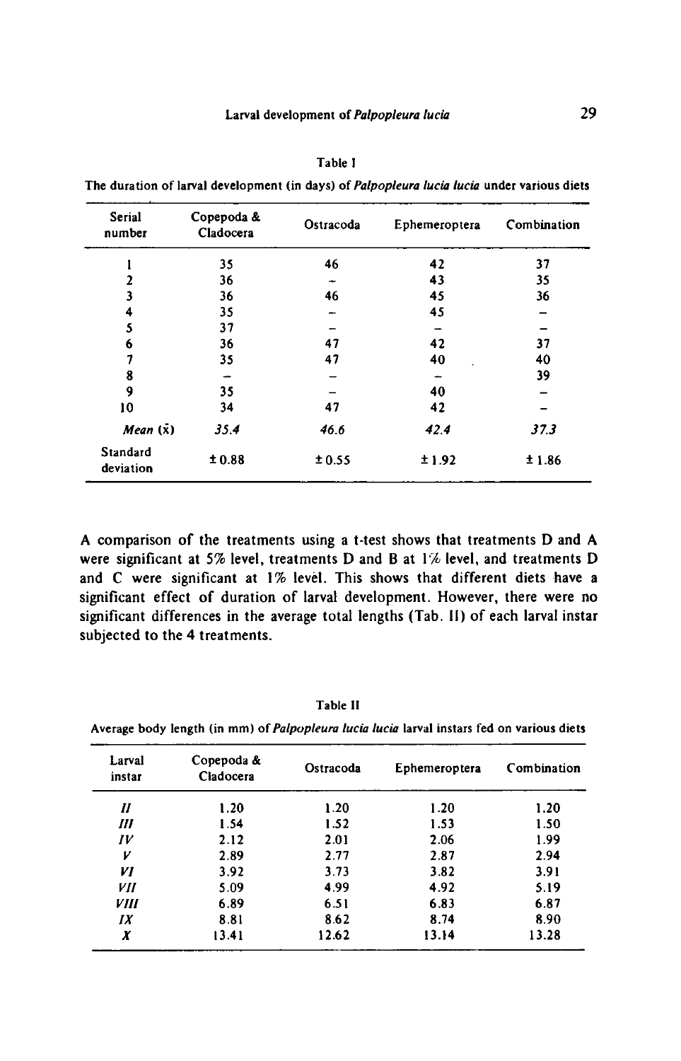Table I

The duration of larval development (in days) of *Palpopleura lucia lucia* under various diets

| Serial number | Copepoda & Cladocera | Ostracoda | Ephemeroptera | Combination |
|---|---|---|---|---|
| 1 | 35 | 46 | 42 | 37 |
| 2 | 36 | – | 43 | 35 |
| 3 | 36 | 46 | 45 | 36 |
| 4 | 35 | – | 45 | – |
| 5 | 37 | – | – | – |
| 6 | 36 | 47 | 42 | 37 |
| 7 | 35 | 47 | 40 | 40 |
| 8 | – | – | – | 39 |
| 9 | 35 | – | 40 | – |
| 10 | 34 | 47 | 42 | – |
| *Mean* ($\bar{x}$) | *35.4* | *46.6* | *42.4* | *37.3* |
| Standard deviation | ± 0.88 | ± 0.55 | ± 1.92 | ± 1.86 |

A comparison of the treatments using a t-test shows that treatments D and A were significant at 5% level, treatments D and B at 1% level, and treatments D and C were significant at 1% level. This shows that different diets have a significant effect of duration of larval development. However, there were no significant differences in the average total lengths (Tab. II) of each larval instar subjected to the 4 treatments.

Table II

Average body length (in mm) of *Palpopleura lucia lucia* larval instars fed on various diets

| Larval instar | Copepoda & Cladocera | Ostracoda | Ephemeroptera | Combination |
|---|---|---|---|---|
| *II* | 1.20 | 1.20 | 1.20 | 1.20 |
| *III* | 1.54 | 1.52 | 1.53 | 1.50 |
| *IV* | 2.12 | 2.01 | 2.06 | 1.99 |
| *V* | 2.89 | 2.77 | 2.87 | 2.94 |
| *VI* | 3.92 | 3.73 | 3.82 | 3.91 |
| *VII* | 5.09 | 4.99 | 4.92 | 5.19 |
| *VIII* | 6.89 | 6.51 | 6.83 | 6.87 |
| *IX* | 8.81 | 8.62 | 8.74 | 8.90 |
| *X* | 13.41 | 12.62 | 13.14 | 13.28 |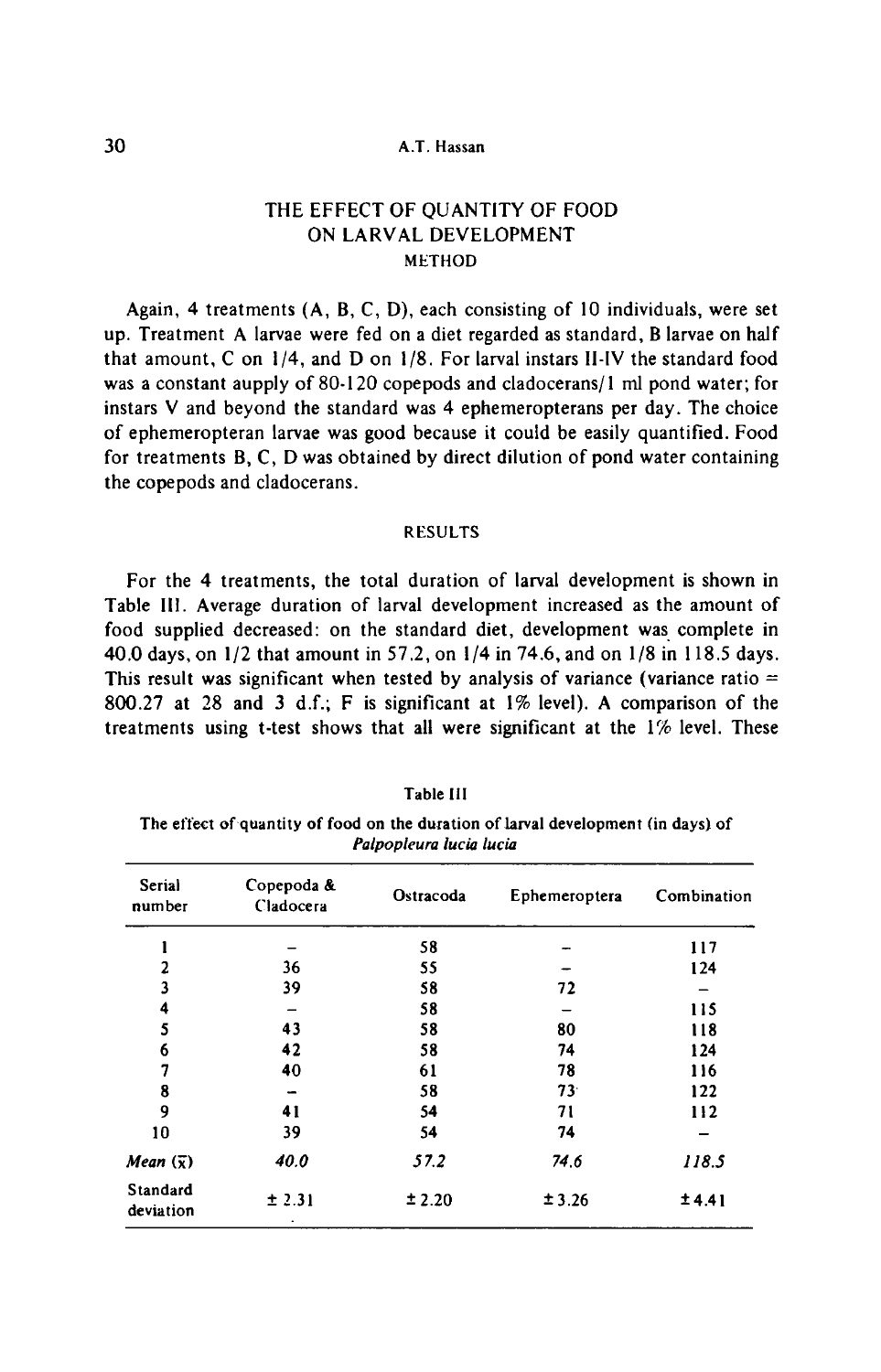## THE EFFECT OF QUANTITY OF FOOD ON LARVAL DEVELOPMENT

### METHOD

Again, 4 treatments (A, B, C, D), each consisting of 10 individuals, were set up. Treatment A larvae were fed on a diet regarded as standard, B larvae on half that amount, C on 1/4, and D on 1/8. For larval instars II-IV the standard food was a constant aupply of 80-120 copepods and cladocerans/1 ml pond water; for instars V and beyond the standard was 4 ephemeropterans per day. The choice of ephemeropteran larvae was good because it could be easily quantified. Food for treatments B, C, D was obtained by direct dilution of pond water containing the copepods and cladocerans.

### RESULTS

For the 4 treatments, the total duration of larval development is shown in Table III. Average duration of larval development increased as the amount of food supplied decreased: on the standard diet, development was complete in 40.0 days, on 1/2 that amount in 57.2, on 1/4 in 74.6, and on 1/8 in 118.5 days. This result was significant when tested by analysis of variance (variance ratio = 800.27 at 28 and 3 d.f.; F is significant at 1% level). A comparison of the treatments using t-test shows that all were significant at the 1% level. These

Table III

The effect of quantity of food on the duration of larval development (in days) of *Palpopleura lucia lucia*

| Serial number | Copepoda & Cladocera | Ostracoda | Ephemeroptera | Combination |
|---|---|---|---|---|
| 1 | – | 58 | – | 117 |
| 2 | 36 | 55 | – | 124 |
| 3 | 39 | 58 | 72 | – |
| 4 | – | 58 | – | 115 |
| 5 | 43 | 58 | 80 | 118 |
| 6 | 42 | 58 | 74 | 124 |
| 7 | 40 | 61 | 78 | 116 |
| 8 | – | 58 | 73 | 122 |
| 9 | 41 | 54 | 71 | 112 |
| 10 | 39 | 54 | 74 | – |
| *Mean* ($\bar{x}$) | *40.0* | *57.2* | *74.6* | *118.5* |
| Standard deviation | ± 2.31 | ± 2.20 | ± 3.26 | ± 4.41 |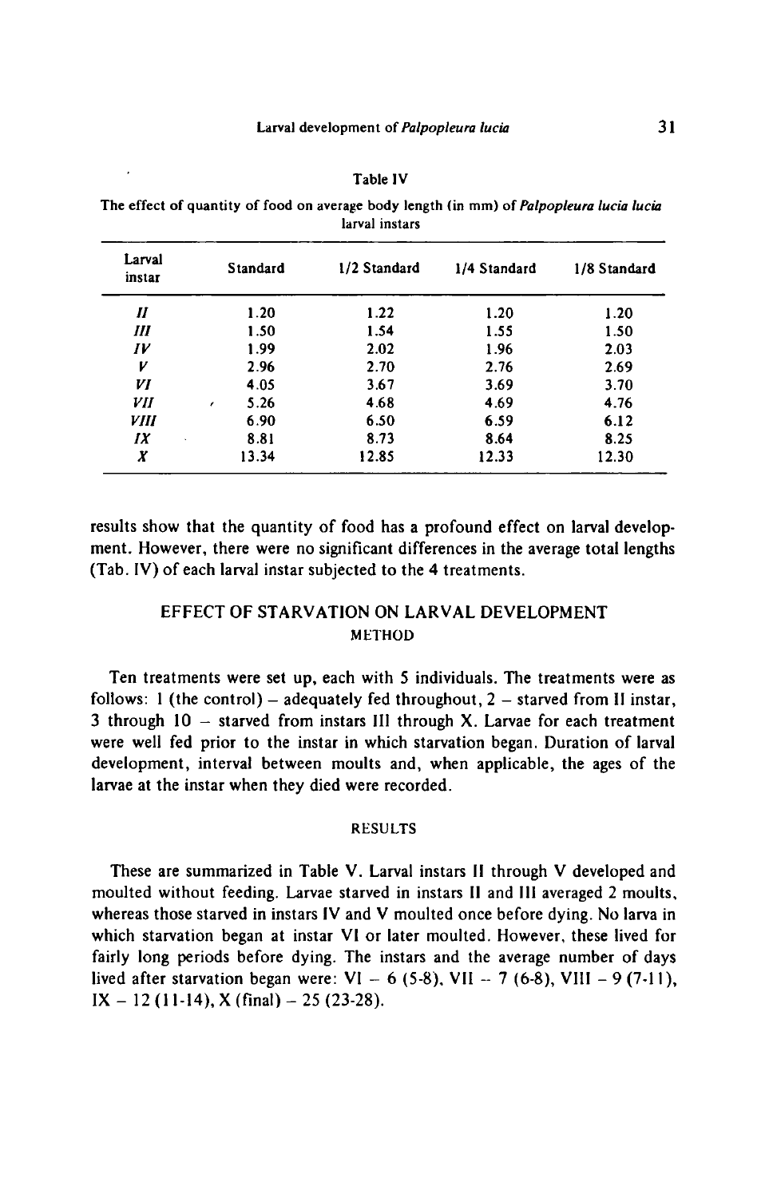Table IV

The effect of quantity of food on average body length (in mm) of *Palpopleura lucia lucia* larval instars

| Larval instar | Standard | 1/2 Standard | 1/4 Standard | 1/8 Standard |
|---|---|---|---|---|
| *II* | 1.20 | 1.22 | 1.20 | 1.20 |
| *III* | 1.50 | 1.54 | 1.55 | 1.50 |
| *IV* | 1.99 | 2.02 | 1.96 | 2.03 |
| *V* | 2.96 | 2.70 | 2.76 | 2.69 |
| *VI* | 4.05 | 3.67 | 3.69 | 3.70 |
| *VII* | 5.26 | 4.68 | 4.69 | 4.76 |
| *VIII* | 6.90 | 6.50 | 6.59 | 6.12 |
| *IX* | 8.81 | 8.73 | 8.64 | 8.25 |
| *X* | 13.34 | 12.85 | 12.33 | 12.30 |

results show that the quantity of food has a profound effect on larval development. However, there were no significant differences in the average total lengths (Tab. IV) of each larval instar subjected to the 4 treatments.

## EFFECT OF STARVATION ON LARVAL DEVELOPMENT

### METHOD

Ten treatments were set up, each with 5 individuals. The treatments were as follows: 1 (the control) – adequately fed throughout, 2 – starved from II instar, 3 through 10 – starved from instars III through X. Larvae for each treatment were well fed prior to the instar in which starvation began. Duration of larval development, interval between moults and, when applicable, the ages of the larvae at the instar when they died were recorded.

### RESULTS

These are summarized in Table V. Larval instars II through V developed and moulted without feeding. Larvae starved in instars II and III averaged 2 moults, whereas those starved in instars IV and V moulted once before dying. No larva in which starvation began at instar VI or later moulted. However, these lived for fairly long periods before dying. The instars and the average number of days lived after starvation began were: VI – 6 (5-8), VII – 7 (6-8), VIII – 9 (7-11), IX – 12 (11-14), X (final) – 25 (23-28).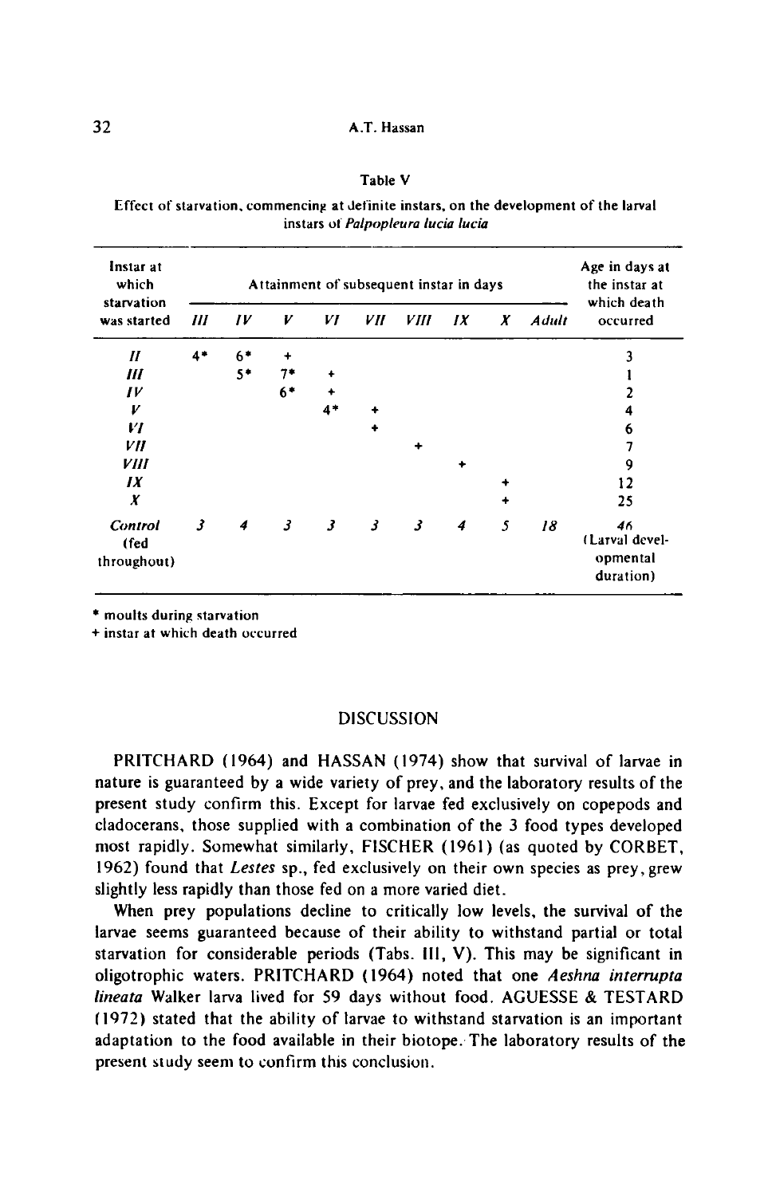Table V

Effect of starvation, commencing at definite instars, on the development of the larval instars of *Palpopleura lucia lucia*

| Instar at which starvation was started | Attainment of subsequent instar in days | | | | | | | | | Age in days at the instar at which death occurred |
|---|---|---|---|---|---|---|---|---|---|---|
| | *III* | *IV* | *V* | *VI* | *VII* | *VIII* | *IX* | *X* | *Adult* | |
| *II* | 4* | 6* | + | | | | | | | 3 |
| *III* | | 5* | 7* | + | | | | | | 1 |
| *IV* | | | 6* | + | | | | | | 2 |
| *V* | | | | 4* | + | | | | | 4 |
| *VI* | | | | | + | | | | | 6 |
| *VII* | | | | | | + | | | | 7 |
| *VIII* | | | | | | | + | | | 9 |
| *IX* | | | | | | | | + | | 12 |
| *X* | | | | | | | | + | | 25 |
| *Control* (fed throughout) | *3* | *4* | *3* | *3* | *3* | *3* | *4* | *5* | *18* | *46* (Larval developmental duration) |

\* moults during starvation

\+ instar at which death occurred

## DISCUSSION

PRITCHARD (1964) and HASSAN (1974) show that survival of larvae in nature is guaranteed by a wide variety of prey, and the laboratory results of the present study confirm this. Except for larvae fed exclusively on copepods and cladocerans, those supplied with a combination of the 3 food types developed most rapidly. Somewhat similarly, FISCHER (1961) (as quoted by CORBET, 1962) found that *Lestes* sp., fed exclusively on their own species as prey, grew slightly less rapidly than those fed on a more varied diet.

When prey populations decline to critically low levels, the survival of the larvae seems guaranteed because of their ability to withstand partial or total starvation for considerable periods (Tabs. III, V). This may be significant in oligotrophic waters. PRITCHARD (1964) noted that one *Aeshna interrupta lineata* Walker larva lived for 59 days without food. AGUESSE & TESTARD (1972) stated that the ability of larvae to withstand starvation is an important adaptation to the food available in their biotope. The laboratory results of the present study seem to confirm this conclusion.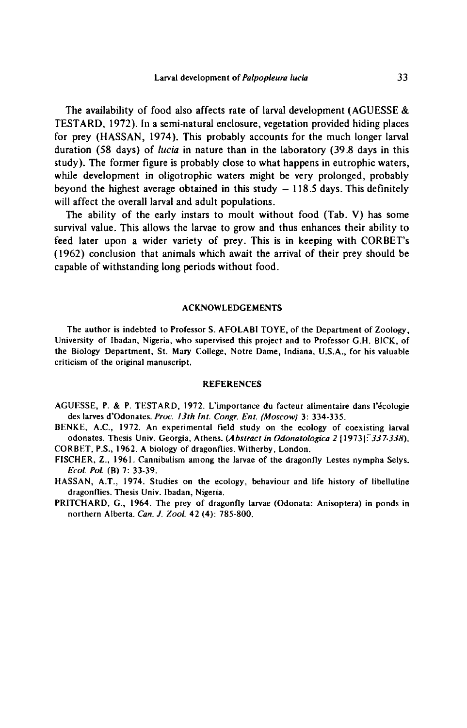The availability of food also affects rate of larval development (AGUESSE & TESTARD, 1972). In a semi-natural enclosure, vegetation provided hiding places for prey (HASSAN, 1974). This probably accounts for the much longer larval duration (58 days) of *lucia* in nature than in the laboratory (39.8 days in this study). The former figure is probably close to what happens in eutrophic waters, while development in oligotrophic waters might be very prolonged, probably beyond the highest average obtained in this study – 118.5 days. This definitely will affect the overall larval and adult populations.

The ability of the early instars to moult without food (Tab. V) has some survival value. This allows the larvae to grow and thus enhances their ability to feed later upon a wider variety of prey. This is in keeping with CORBET's (1962) conclusion that animals which await the arrival of their prey should be capable of withstanding long periods without food.

## ACKNOWLEDGEMENTS

The author is indebted to Professor S. AFOLABI TOYE, of the Department of Zoology, University of Ibadan, Nigeria, who supervised this project and to Professor G.H. BICK, of the Biology Department, St. Mary College, Notre Dame, Indiana, U.S.A., for his valuable criticism of the original manuscript.

## REFERENCES

AGUESSE, P. & P. TESTARD, 1972. L'importance du facteur alimentaire dans l'écologie des larves d'Odonates. *Proc. 13th Int. Congr. Ent. (Moscow)* 3: 334-335.

BENKE, A.C., 1972. An experimental field study on the ecology of coexisting larval odonates. Thesis Univ. Georgia, Athens. (*Abstract in Odonatologica 2* [1973]: *337-338*).

CORBET, P.S., 1962. A biology of dragonflies. Witherby, London.

FISCHER, Z., 1961. Cannibalism among the larvae of the dragonfly Lestes nympha Selys. *Ecol. Pol.* (B) 7: 33-39.

HASSAN, A.T., 1974. Studies on the ecology, behaviour and life history of libelluline dragonflies. Thesis Univ. Ibadan, Nigeria.

PRITCHARD, G., 1964. The prey of dragonfly larvae (Odonata: Anisoptera) in ponds in northern Alberta. *Can. J. Zool.* 42 (4): 785-800.